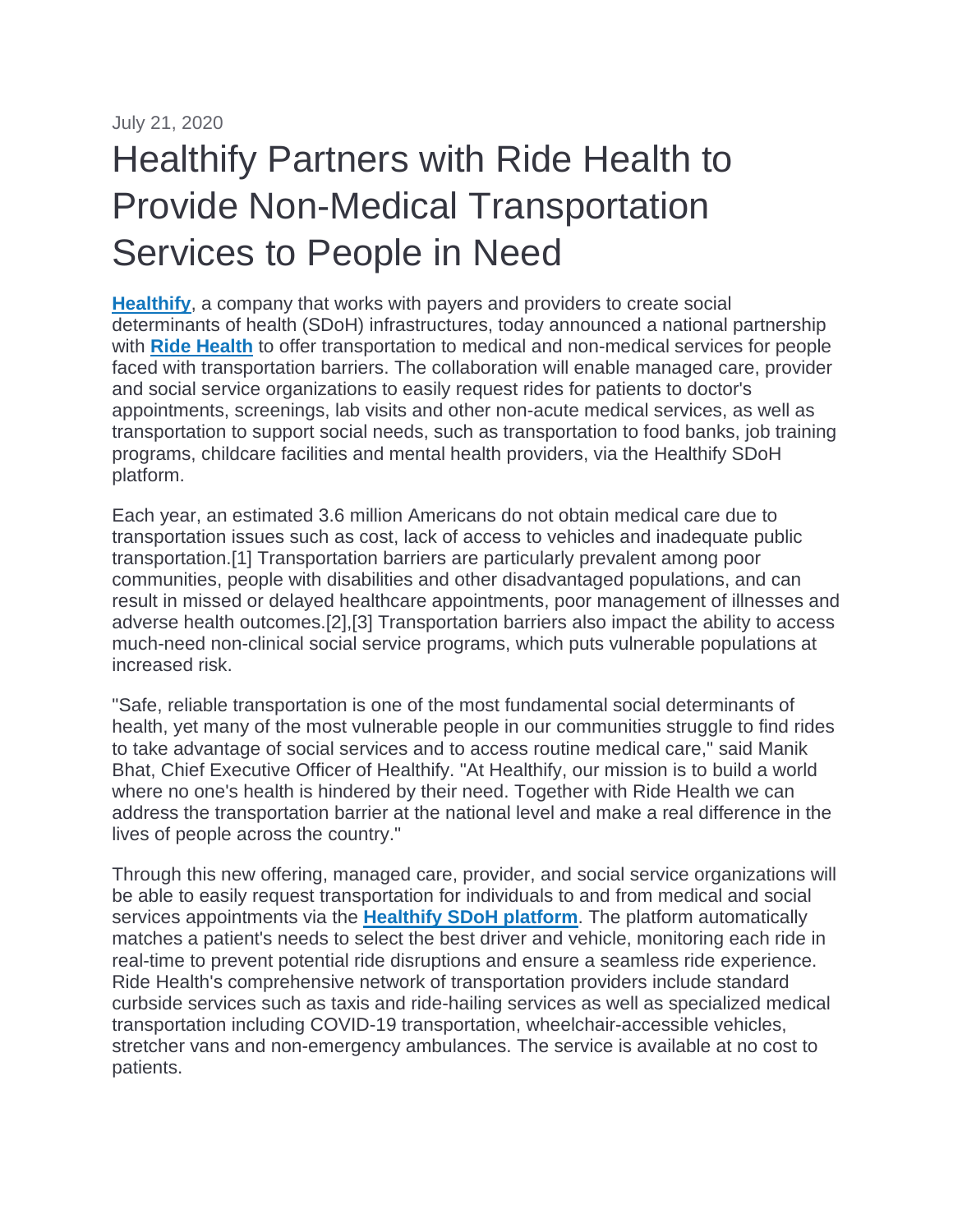July 21, 2020

# Healthify Partners with Ride Health to Provide Non-Medical Transportation Services to People in Need

**Healthify**, a company that works with payers and providers to create social determinants of health (SDoH) infrastructures, today announced a national partnership with **Ride Health** to offer transportation to medical and non-medical services for people faced with transportation barriers. The collaboration will enable managed care, provider and social service organizations to easily request rides for patients to doctor's appointments, screenings, lab visits and other non-acute medical services, as well as transportation to support social needs, such as transportation to food banks, job training programs, childcare facilities and mental health providers, via the Healthify SDoH platform.

Each year, an estimated 3.6 million Americans do not obtain medical care due to transportation issues such as cost, lack of access to vehicles and inadequate public transportation.[1] Transportation barriers are particularly prevalent among poor communities, people with disabilities and other disadvantaged populations, and can result in missed or delayed healthcare appointments, poor management of illnesses and adverse health outcomes.[2],[3] Transportation barriers also impact the ability to access much-need non-clinical social service programs, which puts vulnerable populations at increased risk.

"Safe, reliable transportation is one of the most fundamental social determinants of health, yet many of the most vulnerable people in our communities struggle to find rides to take advantage of social services and to access routine medical care," said Manik Bhat, Chief Executive Officer of Healthify. "At Healthify, our mission is to build a world where no one's health is hindered by their need. Together with Ride Health we can address the transportation barrier at the national level and make a real difference in the lives of people across the country."

Through this new offering, managed care, provider, and social service organizations will be able to easily request transportation for individuals to and from medical and social services appointments via the **Healthify SDoH platform**. The platform automatically matches a patient's needs to select the best driver and vehicle, monitoring each ride in real-time to prevent potential ride disruptions and ensure a seamless ride experience. Ride Health's comprehensive network of transportation providers include standard curbside services such as taxis and ride-hailing services as well as specialized medical transportation including COVID-19 transportation, wheelchair-accessible vehicles, stretcher vans and non-emergency ambulances. The service is available at no cost to patients.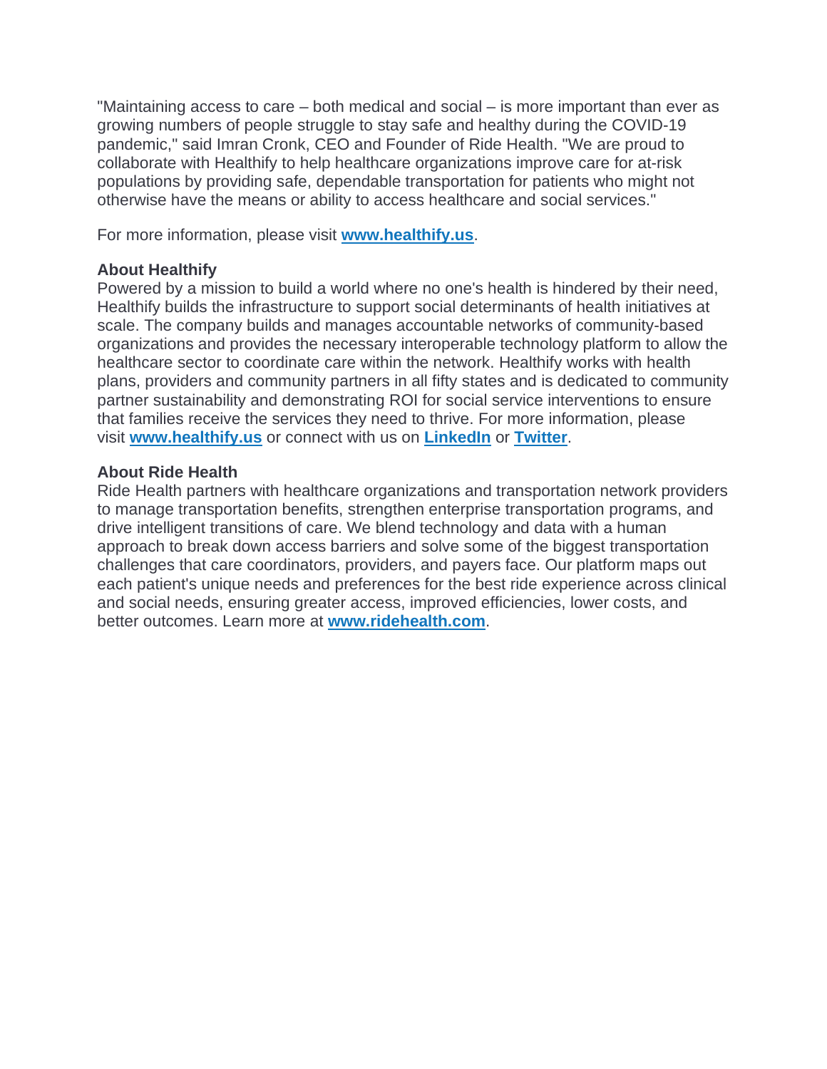"Maintaining access to care – both medical and social – is more important than ever as growing numbers of people struggle to stay safe and healthy during the COVID-19 pandemic," said Imran Cronk, CEO and Founder of Ride Health. "We are proud to collaborate with Healthify to help healthcare organizations improve care for at-risk populations by providing safe, dependable transportation for patients who might not otherwise have the means or ability to access healthcare and social services."

For more information, please visit **www.healthify.us**.

**About Healthify**
Powered by a mission to build a world where no one's health is hindered by their need, Healthify builds the infrastructure to support social determinants of health initiatives at scale. The company builds and manages accountable networks of community-based organizations and provides the necessary interoperable technology platform to allow the healthcare sector to coordinate care within the network. Healthify works with health plans, providers and community partners in all fifty states and is dedicated to community partner sustainability and demonstrating ROI for social service interventions to ensure that families receive the services they need to thrive. For more information, please visit **www.healthify.us** or connect with us on **LinkedIn** or **Twitter**.

**About Ride Health**
Ride Health partners with healthcare organizations and transportation network providers to manage transportation benefits, strengthen enterprise transportation programs, and drive intelligent transitions of care. We blend technology and data with a human approach to break down access barriers and solve some of the biggest transportation challenges that care coordinators, providers, and payers face. Our platform maps out each patient's unique needs and preferences for the best ride experience across clinical and social needs, ensuring greater access, improved efficiencies, lower costs, and better outcomes. Learn more at **www.ridehealth.com**.